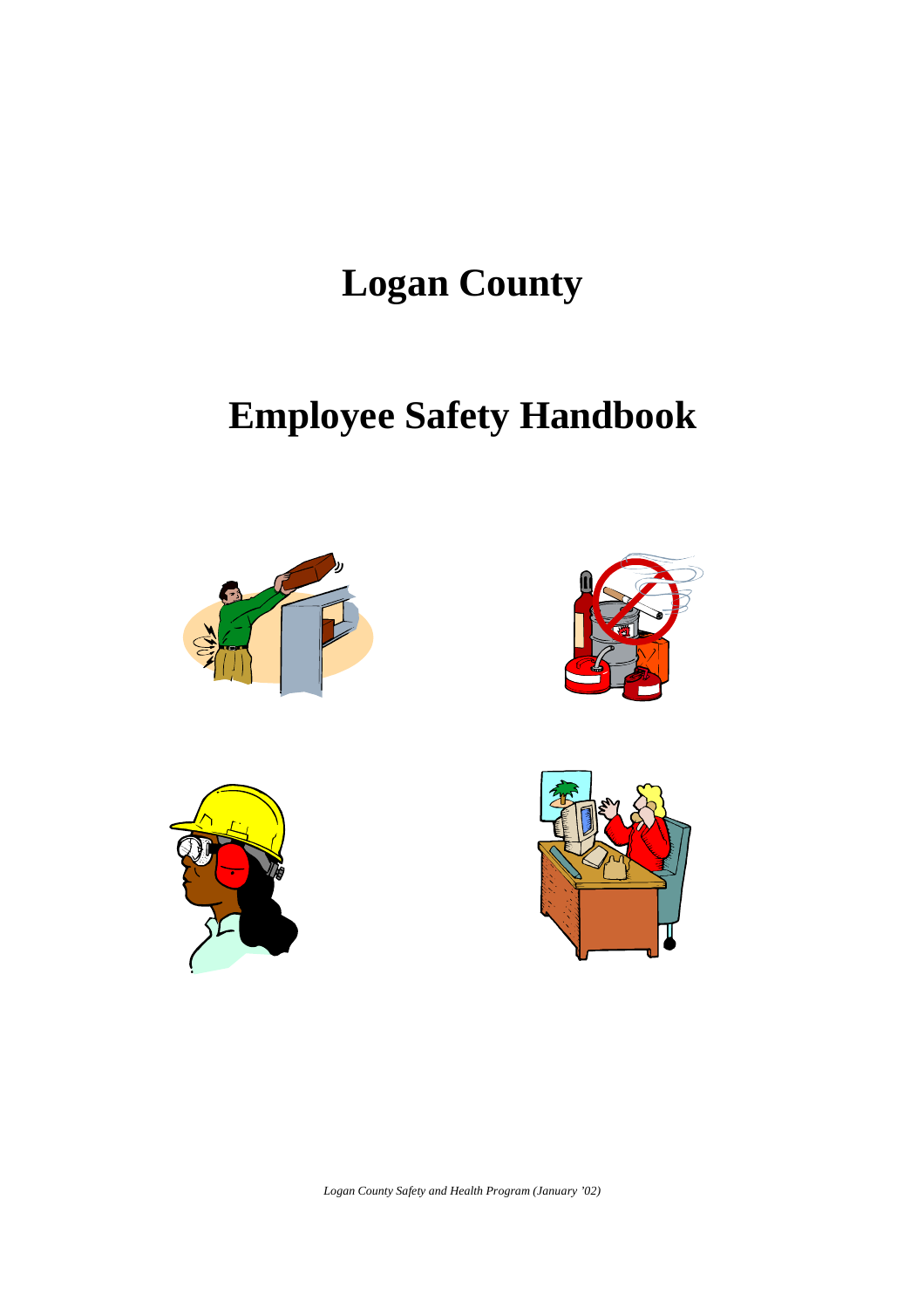# Logan County

# Employee Safety Handbook

*Logan County Safety and Health Program (January '02)*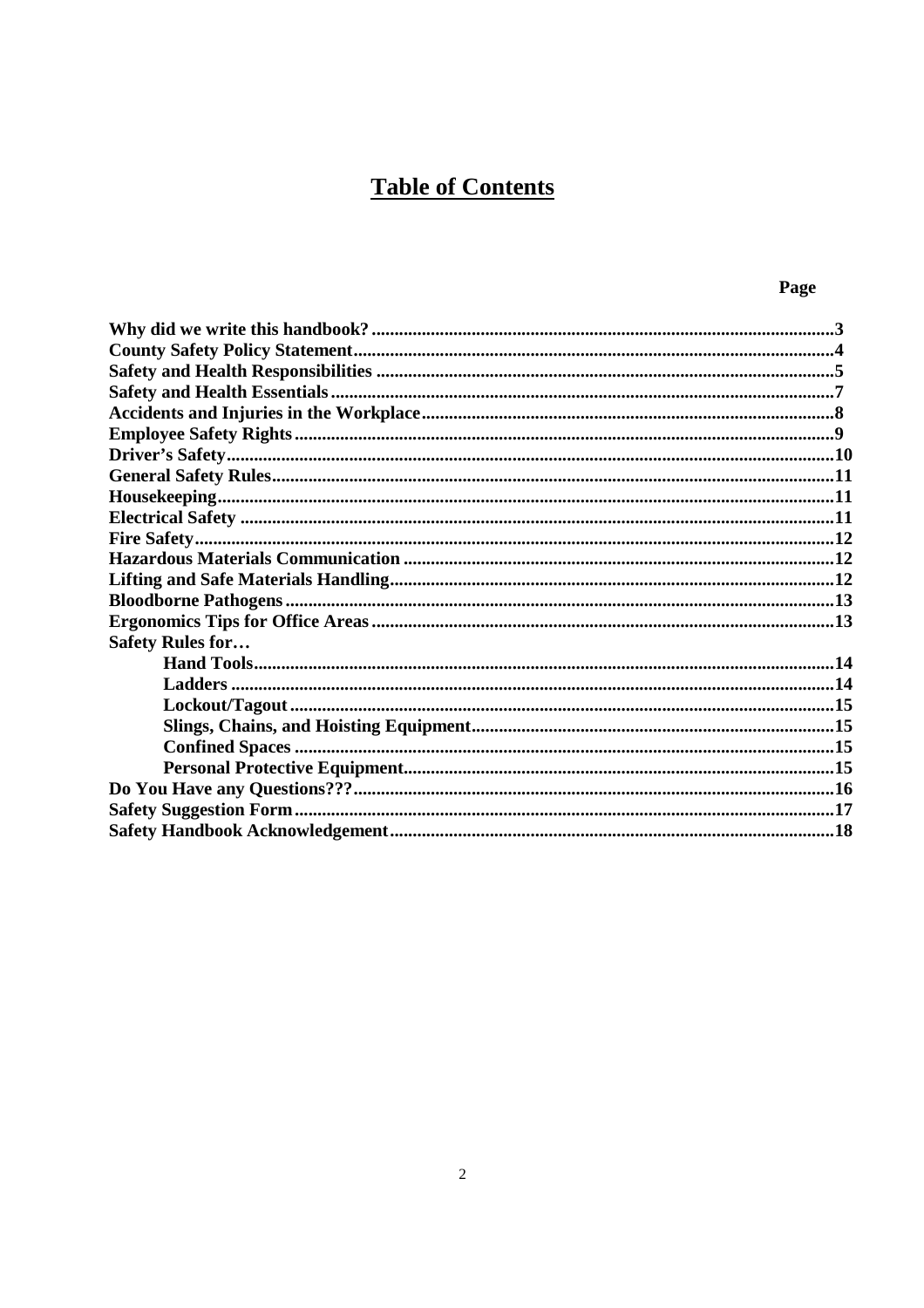# Table of Contents

| | Page |
|---|---|
| **Why did we write this handbook?** | **3** |
| **County Safety Policy Statement** | **4** |
| **Safety and Health Responsibilities** | **5** |
| **Safety and Health Essentials** | **7** |
| **Accidents and Injuries in the Workplace** | **8** |
| **Employee Safety Rights** | **9** |
| **Driver's Safety** | **10** |
| **General Safety Rules** | **11** |
| **Housekeeping** | **11** |
| **Electrical Safety** | **11** |
| **Fire Safety** | **12** |
| **Hazardous Materials Communication** | **12** |
| **Lifting and Safe Materials Handling** | **12** |
| **Bloodborne Pathogens** | **13** |
| **Ergonomics Tips for Office Areas** | **13** |
| **Safety Rules for…** | |
| **Hand Tools** | **14** |
| **Ladders** | **14** |
| **Lockout/Tagout** | **15** |
| **Slings, Chains, and Hoisting Equipment** | **15** |
| **Confined Spaces** | **15** |
| **Personal Protective Equipment** | **15** |
| **Do You Have any Questions???** | **16** |
| **Safety Suggestion Form** | **17** |
| **Safety Handbook Acknowledgement** | **18** |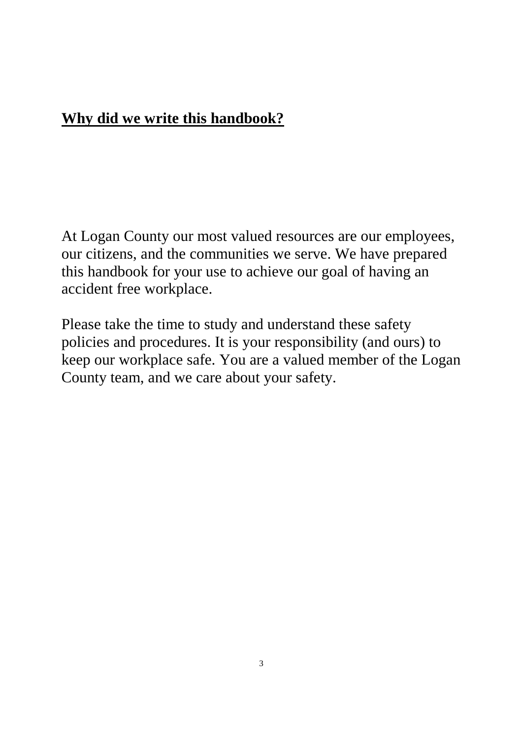## **Why did we write this handbook?**

At Logan County our most valued resources are our employees, our citizens, and the communities we serve. We have prepared this handbook for your use to achieve our goal of having an accident free workplace.

Please take the time to study and understand these safety policies and procedures. It is your responsibility (and ours) to keep our workplace safe. You are a valued member of the Logan County team, and we care about your safety.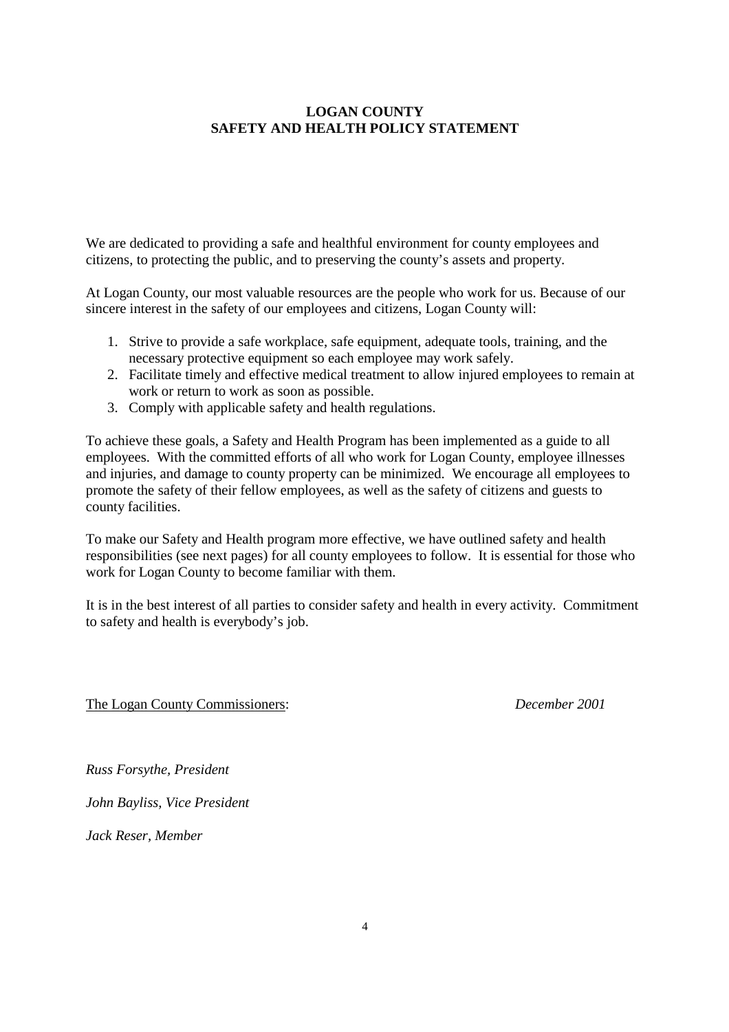# LOGAN COUNTY
# SAFETY AND HEALTH POLICY STATEMENT

We are dedicated to providing a safe and healthful environment for county employees and citizens, to protecting the public, and to preserving the county's assets and property.

At Logan County, our most valuable resources are the people who work for us. Because of our sincere interest in the safety of our employees and citizens, Logan County will:

1. Strive to provide a safe workplace, safe equipment, adequate tools, training, and the necessary protective equipment so each employee may work safely.
2. Facilitate timely and effective medical treatment to allow injured employees to remain at work or return to work as soon as possible.
3. Comply with applicable safety and health regulations.

To achieve these goals, a Safety and Health Program has been implemented as a guide to all employees. With the committed efforts of all who work for Logan County, employee illnesses and injuries, and damage to county property can be minimized. We encourage all employees to promote the safety of their fellow employees, as well as the safety of citizens and guests to county facilities.

To make our Safety and Health program more effective, we have outlined safety and health responsibilities (see next pages) for all county employees to follow. It is essential for those who work for Logan County to become familiar with them.

It is in the best interest of all parties to consider safety and health in every activity. Commitment to safety and health is everybody's job.

The Logan County Commissioners: *December 2001*

*Russ Forsythe, President*

*John Bayliss, Vice President*

*Jack Reser, Member*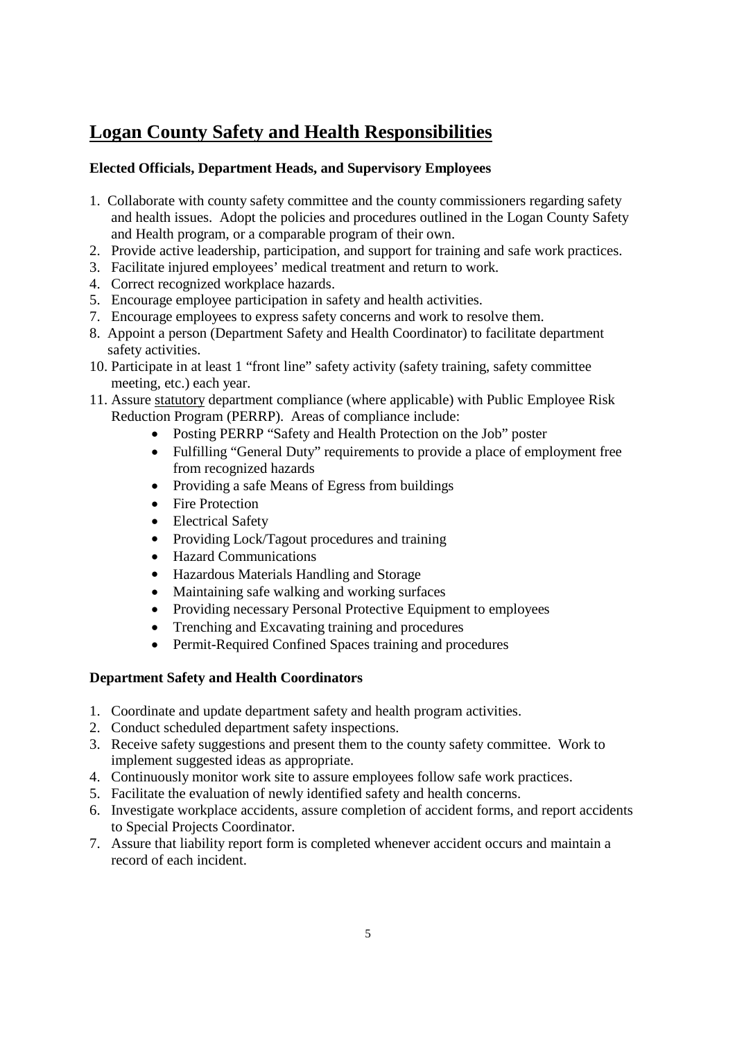# Logan County Safety and Health Responsibilities

**Elected Officials, Department Heads, and Supervisory Employees**

1. Collaborate with county safety committee and the county commissioners regarding safety and health issues. Adopt the policies and procedures outlined in the Logan County Safety and Health program, or a comparable program of their own.
2. Provide active leadership, participation, and support for training and safe work practices.
3. Facilitate injured employees' medical treatment and return to work.
4. Correct recognized workplace hazards.
5. Encourage employee participation in safety and health activities.
7. Encourage employees to express safety concerns and work to resolve them.
8. Appoint a person (Department Safety and Health Coordinator) to facilitate department safety activities.
10. Participate in at least 1 "front line" safety activity (safety training, safety committee meeting, etc.) each year.
11. Assure statutory department compliance (where applicable) with Public Employee Risk Reduction Program (PERRP). Areas of compliance include:
    - Posting PERRP "Safety and Health Protection on the Job" poster
    - Fulfilling "General Duty" requirements to provide a place of employment free from recognized hazards
    - Providing a safe Means of Egress from buildings
    - Fire Protection
    - Electrical Safety
    - Providing Lock/Tagout procedures and training
    - Hazard Communications
    - Hazardous Materials Handling and Storage
    - Maintaining safe walking and working surfaces
    - Providing necessary Personal Protective Equipment to employees
    - Trenching and Excavating training and procedures
    - Permit-Required Confined Spaces training and procedures

**Department Safety and Health Coordinators**

1. Coordinate and update department safety and health program activities.
2. Conduct scheduled department safety inspections.
3. Receive safety suggestions and present them to the county safety committee. Work to implement suggested ideas as appropriate.
4. Continuously monitor work site to assure employees follow safe work practices.
5. Facilitate the evaluation of newly identified safety and health concerns.
6. Investigate workplace accidents, assure completion of accident forms, and report accidents to Special Projects Coordinator.
7. Assure that liability report form is completed whenever accident occurs and maintain a record of each incident.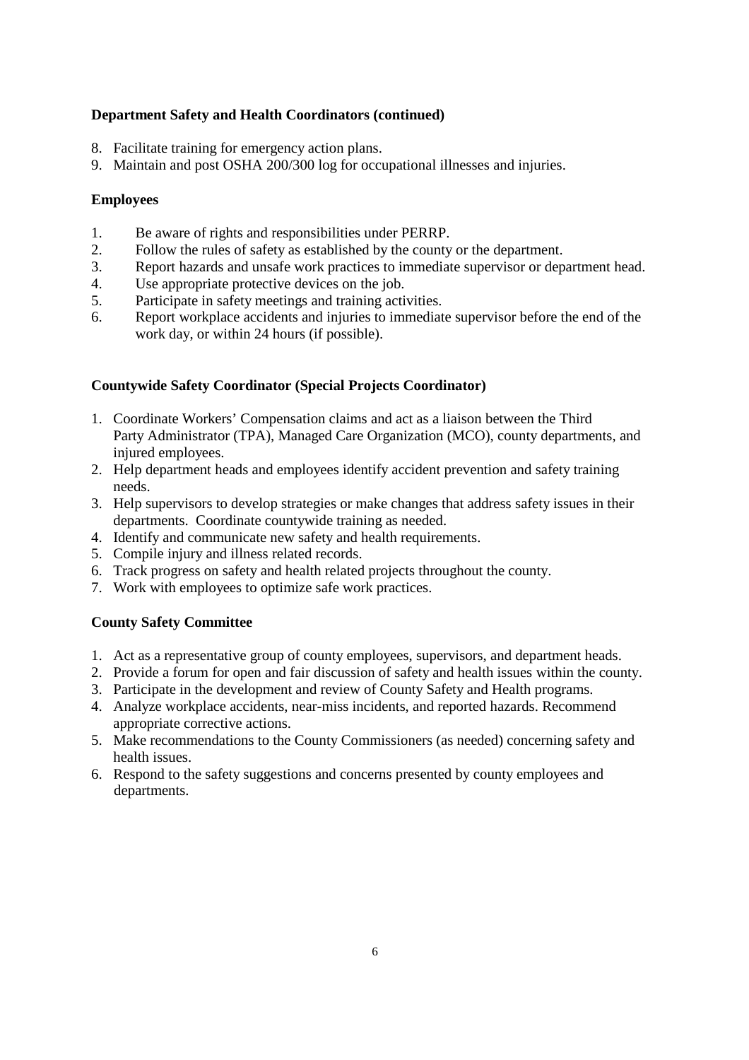**Department Safety and Health Coordinators (continued)**

8. Facilitate training for emergency action plans.
9. Maintain and post OSHA 200/300 log for occupational illnesses and injuries.

**Employees**

1. Be aware of rights and responsibilities under PERRP.
2. Follow the rules of safety as established by the county or the department.
3. Report hazards and unsafe work practices to immediate supervisor or department head.
4. Use appropriate protective devices on the job.
5. Participate in safety meetings and training activities.
6. Report workplace accidents and injuries to immediate supervisor before the end of the work day, or within 24 hours (if possible).

**Countywide Safety Coordinator (Special Projects Coordinator)**

1. Coordinate Workers' Compensation claims and act as a liaison between the Third Party Administrator (TPA), Managed Care Organization (MCO), county departments, and injured employees.
2. Help department heads and employees identify accident prevention and safety training needs.
3. Help supervisors to develop strategies or make changes that address safety issues in their departments. Coordinate countywide training as needed.
4. Identify and communicate new safety and health requirements.
5. Compile injury and illness related records.
6. Track progress on safety and health related projects throughout the county.
7. Work with employees to optimize safe work practices.

**County Safety Committee**

1. Act as a representative group of county employees, supervisors, and department heads.
2. Provide a forum for open and fair discussion of safety and health issues within the county.
3. Participate in the development and review of County Safety and Health programs.
4. Analyze workplace accidents, near-miss incidents, and reported hazards. Recommend appropriate corrective actions.
5. Make recommendations to the County Commissioners (as needed) concerning safety and health issues.
6. Respond to the safety suggestions and concerns presented by county employees and departments.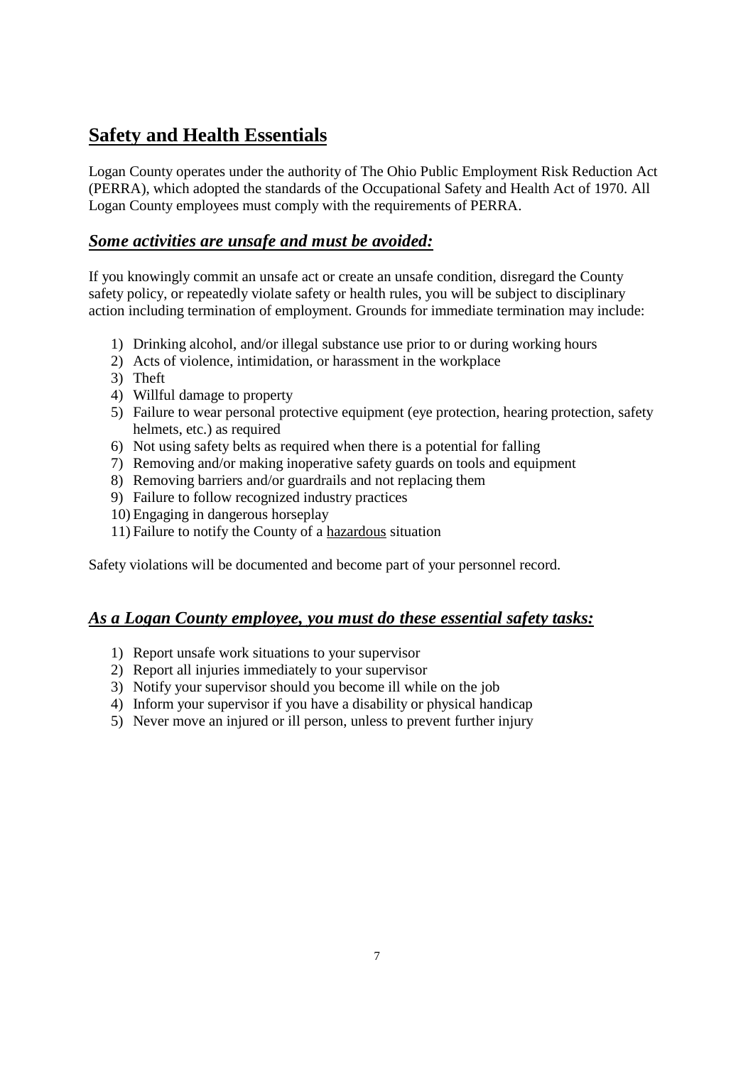## Safety and Health Essentials

Logan County operates under the authority of The Ohio Public Employment Risk Reduction Act (PERRA), which adopted the standards of the Occupational Safety and Health Act of 1970. All Logan County employees must comply with the requirements of PERRA.

### *Some activities are unsafe and must be avoided:*

If you knowingly commit an unsafe act or create an unsafe condition, disregard the County safety policy, or repeatedly violate safety or health rules, you will be subject to disciplinary action including termination of employment. Grounds for immediate termination may include:

1) Drinking alcohol, and/or illegal substance use prior to or during working hours
2) Acts of violence, intimidation, or harassment in the workplace
3) Theft
4) Willful damage to property
5) Failure to wear personal protective equipment (eye protection, hearing protection, safety helmets, etc.) as required
6) Not using safety belts as required when there is a potential for falling
7) Removing and/or making inoperative safety guards on tools and equipment
8) Removing barriers and/or guardrails and not replacing them
9) Failure to follow recognized industry practices
10) Engaging in dangerous horseplay
11) Failure to notify the County of a hazardous situation

Safety violations will be documented and become part of your personnel record.

### *As a Logan County employee, you must do these essential safety tasks:*

1) Report unsafe work situations to your supervisor
2) Report all injuries immediately to your supervisor
3) Notify your supervisor should you become ill while on the job
4) Inform your supervisor if you have a disability or physical handicap
5) Never move an injured or ill person, unless to prevent further injury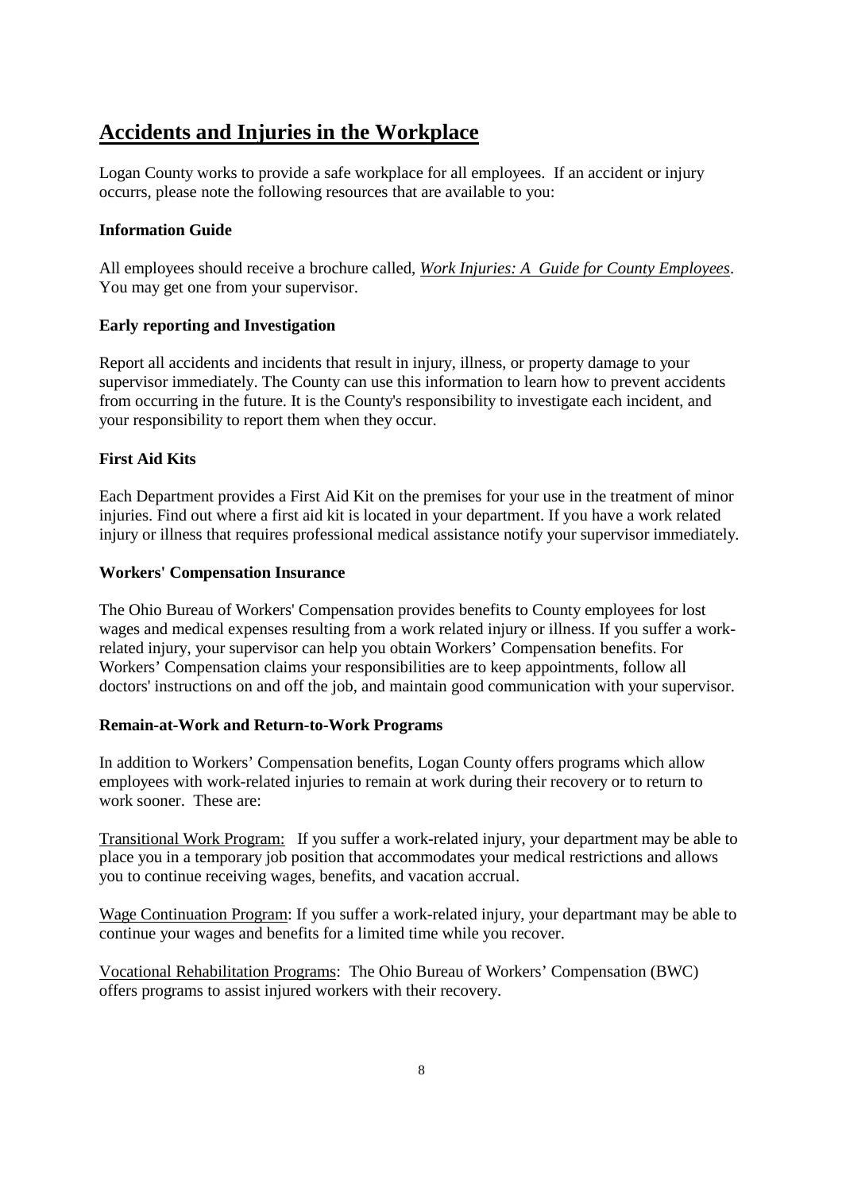# Accidents and Injuries in the Workplace

Logan County works to provide a safe workplace for all employees. If an accident or injury occurrs, please note the following resources that are available to you:

**Information Guide**

All employees should receive a brochure called, *Work Injuries: A Guide for County Employees*. You may get one from your supervisor.

**Early reporting and Investigation**

Report all accidents and incidents that result in injury, illness, or property damage to your supervisor immediately. The County can use this information to learn how to prevent accidents from occurring in the future. It is the County's responsibility to investigate each incident, and your responsibility to report them when they occur.

**First Aid Kits**

Each Department provides a First Aid Kit on the premises for your use in the treatment of minor injuries. Find out where a first aid kit is located in your department. If you have a work related injury or illness that requires professional medical assistance notify your supervisor immediately.

**Workers' Compensation Insurance**

The Ohio Bureau of Workers' Compensation provides benefits to County employees for lost wages and medical expenses resulting from a work related injury or illness. If you suffer a work-related injury, your supervisor can help you obtain Workers' Compensation benefits. For Workers' Compensation claims your responsibilities are to keep appointments, follow all doctors' instructions on and off the job, and maintain good communication with your supervisor.

**Remain-at-Work and Return-to-Work Programs**

In addition to Workers' Compensation benefits, Logan County offers programs which allow employees with work-related injuries to remain at work during their recovery or to return to work sooner. These are:

Transitional Work Program: If you suffer a work-related injury, your department may be able to place you in a temporary job position that accommodates your medical restrictions and allows you to continue receiving wages, benefits, and vacation accrual.

Wage Continuation Program: If you suffer a work-related injury, your departmant may be able to continue your wages and benefits for a limited time while you recover.

Vocational Rehabilitation Programs: The Ohio Bureau of Workers' Compensation (BWC) offers programs to assist injured workers with their recovery.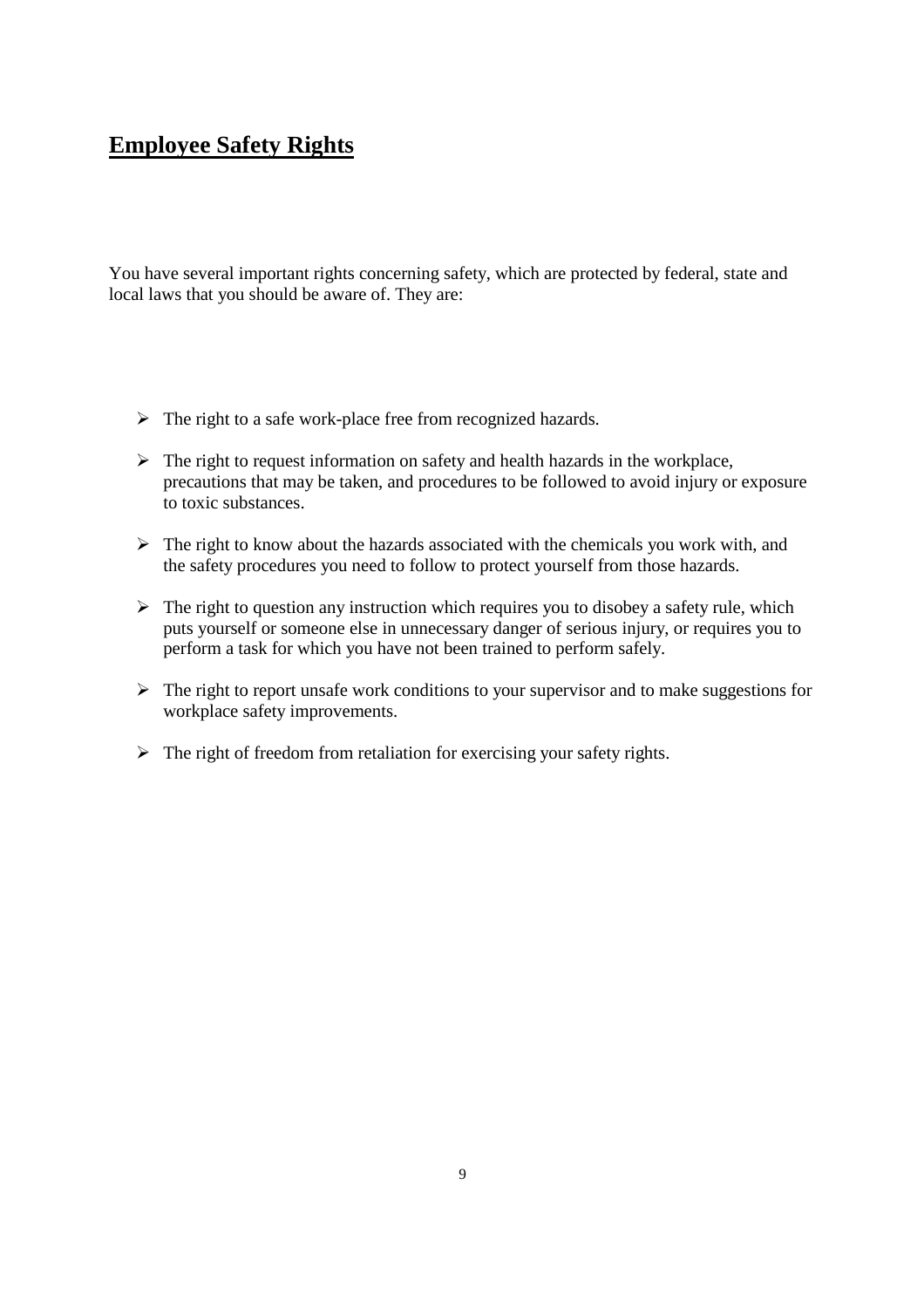## Employee Safety Rights

You have several important rights concerning safety, which are protected by federal, state and local laws that you should be aware of. They are:

- The right to a safe work-place free from recognized hazards.
- The right to request information on safety and health hazards in the workplace, precautions that may be taken, and procedures to be followed to avoid injury or exposure to toxic substances.
- The right to know about the hazards associated with the chemicals you work with, and the safety procedures you need to follow to protect yourself from those hazards.
- The right to question any instruction which requires you to disobey a safety rule, which puts yourself or someone else in unnecessary danger of serious injury, or requires you to perform a task for which you have not been trained to perform safely.
- The right to report unsafe work conditions to your supervisor and to make suggestions for workplace safety improvements.
- The right of freedom from retaliation for exercising your safety rights.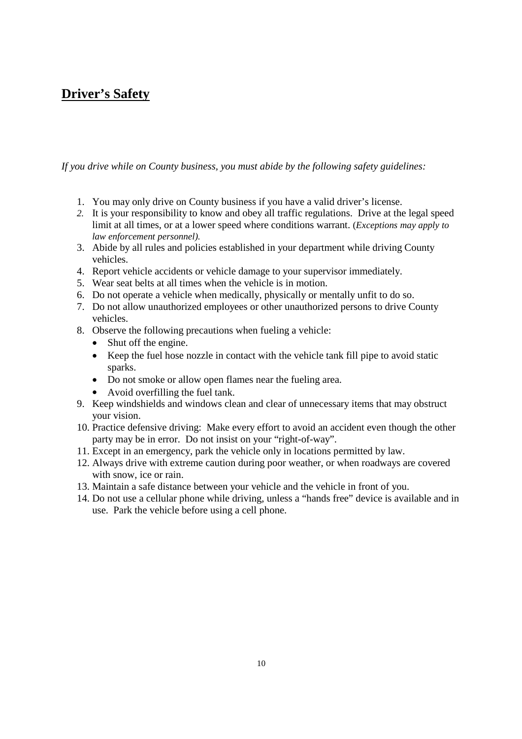## **Driver's Safety**

*If you drive while on County business, you must abide by the following safety guidelines:*

1. You may only drive on County business if you have a valid driver's license.
2. It is your responsibility to know and obey all traffic regulations. Drive at the legal speed limit at all times, or at a lower speed where conditions warrant. (*Exceptions may apply to law enforcement personnel).*
3. Abide by all rules and policies established in your department while driving County vehicles.
4. Report vehicle accidents or vehicle damage to your supervisor immediately.
5. Wear seat belts at all times when the vehicle is in motion.
6. Do not operate a vehicle when medically, physically or mentally unfit to do so.
7. Do not allow unauthorized employees or other unauthorized persons to drive County vehicles.
8. Observe the following precautions when fueling a vehicle:
   - Shut off the engine.
   - Keep the fuel hose nozzle in contact with the vehicle tank fill pipe to avoid static sparks.
   - Do not smoke or allow open flames near the fueling area.
   - Avoid overfilling the fuel tank.
9. Keep windshields and windows clean and clear of unnecessary items that may obstruct your vision.
10. Practice defensive driving: Make every effort to avoid an accident even though the other party may be in error. Do not insist on your "right-of-way".
11. Except in an emergency, park the vehicle only in locations permitted by law.
12. Always drive with extreme caution during poor weather, or when roadways are covered with snow, ice or rain.
13. Maintain a safe distance between your vehicle and the vehicle in front of you.
14. Do not use a cellular phone while driving, unless a "hands free" device is available and in use. Park the vehicle before using a cell phone.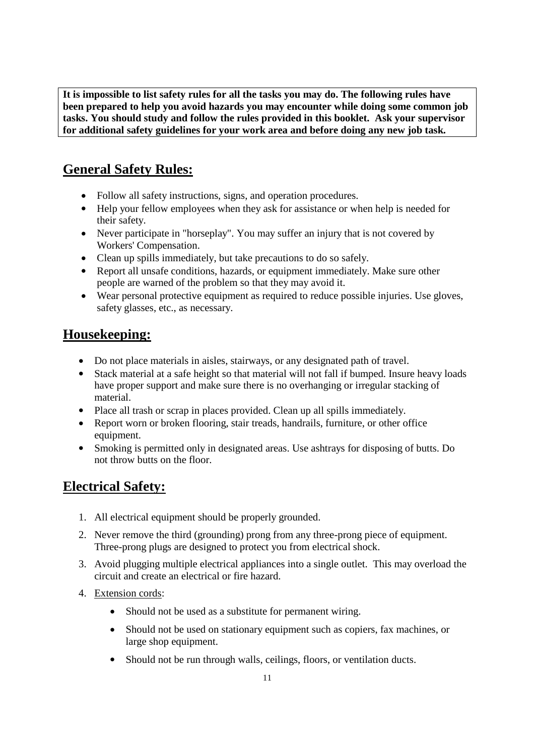**It is impossible to list safety rules for all the tasks you may do. The following rules have been prepared to help you avoid hazards you may encounter while doing some common job tasks. You should study and follow the rules provided in this booklet. Ask your supervisor for additional safety guidelines for your work area and before doing any new job task.**

## General Safety Rules:

- Follow all safety instructions, signs, and operation procedures.
- Help your fellow employees when they ask for assistance or when help is needed for their safety.
- Never participate in "horseplay". You may suffer an injury that is not covered by Workers' Compensation.
- Clean up spills immediately, but take precautions to do so safely.
- Report all unsafe conditions, hazards, or equipment immediately. Make sure other people are warned of the problem so that they may avoid it.
- Wear personal protective equipment as required to reduce possible injuries. Use gloves, safety glasses, etc., as necessary.

## Housekeeping:

- Do not place materials in aisles, stairways, or any designated path of travel.
- Stack material at a safe height so that material will not fall if bumped. Insure heavy loads have proper support and make sure there is no overhanging or irregular stacking of material.
- Place all trash or scrap in places provided. Clean up all spills immediately.
- Report worn or broken flooring, stair treads, handrails, furniture, or other office equipment.
- Smoking is permitted only in designated areas. Use ashtrays for disposing of butts. Do not throw butts on the floor.

## Electrical Safety:

1. All electrical equipment should be properly grounded.
2. Never remove the third (grounding) prong from any three-prong piece of equipment. Three-prong plugs are designed to protect you from electrical shock.
3. Avoid plugging multiple electrical appliances into a single outlet. This may overload the circuit and create an electrical or fire hazard.
4. Extension cords:
    - Should not be used as a substitute for permanent wiring.
    - Should not be used on stationary equipment such as copiers, fax machines, or large shop equipment.
    - Should not be run through walls, ceilings, floors, or ventilation ducts.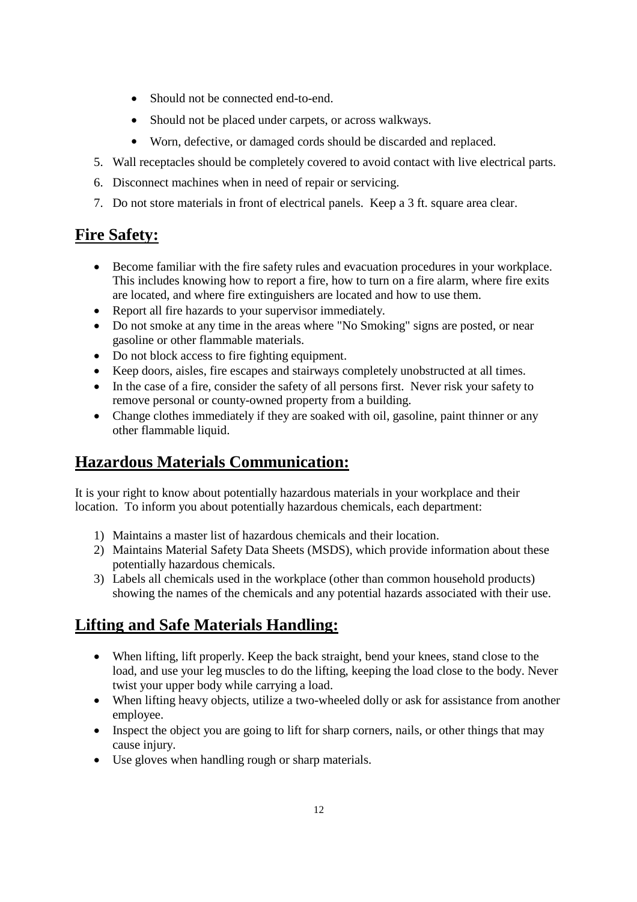- Should not be connected end-to-end.
- Should not be placed under carpets, or across walkways.
- Worn, defective, or damaged cords should be discarded and replaced.

5. Wall receptacles should be completely covered to avoid contact with live electrical parts.
6. Disconnect machines when in need of repair or servicing.
7. Do not store materials in front of electrical panels. Keep a 3 ft. square area clear.

## Fire Safety:

- Become familiar with the fire safety rules and evacuation procedures in your workplace. This includes knowing how to report a fire, how to turn on a fire alarm, where fire exits are located, and where fire extinguishers are located and how to use them.
- Report all fire hazards to your supervisor immediately.
- Do not smoke at any time in the areas where "No Smoking" signs are posted, or near gasoline or other flammable materials.
- Do not block access to fire fighting equipment.
- Keep doors, aisles, fire escapes and stairways completely unobstructed at all times.
- In the case of a fire, consider the safety of all persons first. Never risk your safety to remove personal or county-owned property from a building.
- Change clothes immediately if they are soaked with oil, gasoline, paint thinner or any other flammable liquid.

## Hazardous Materials Communication:

It is your right to know about potentially hazardous materials in your workplace and their location. To inform you about potentially hazardous chemicals, each department:

1) Maintains a master list of hazardous chemicals and their location.
2) Maintains Material Safety Data Sheets (MSDS), which provide information about these potentially hazardous chemicals.
3) Labels all chemicals used in the workplace (other than common household products) showing the names of the chemicals and any potential hazards associated with their use.

## Lifting and Safe Materials Handling:

- When lifting, lift properly. Keep the back straight, bend your knees, stand close to the load, and use your leg muscles to do the lifting, keeping the load close to the body. Never twist your upper body while carrying a load.
- When lifting heavy objects, utilize a two-wheeled dolly or ask for assistance from another employee.
- Inspect the object you are going to lift for sharp corners, nails, or other things that may cause injury.
- Use gloves when handling rough or sharp materials.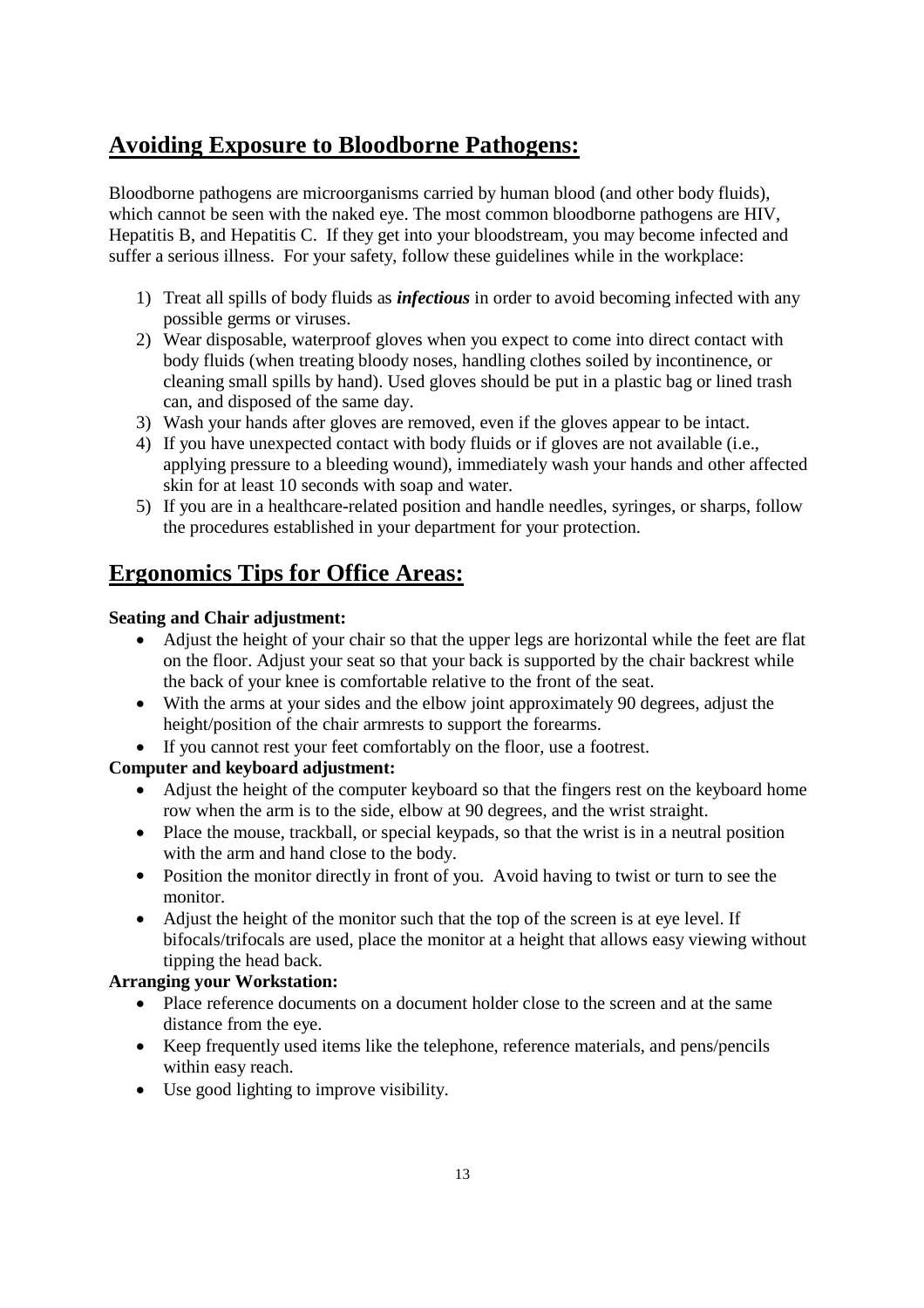## Avoiding Exposure to Bloodborne Pathogens:

Bloodborne pathogens are microorganisms carried by human blood (and other body fluids), which cannot be seen with the naked eye. The most common bloodborne pathogens are HIV, Hepatitis B, and Hepatitis C. If they get into your bloodstream, you may become infected and suffer a serious illness. For your safety, follow these guidelines while in the workplace:

1) Treat all spills of body fluids as ***infectious*** in order to avoid becoming infected with any possible germs or viruses.
2) Wear disposable, waterproof gloves when you expect to come into direct contact with body fluids (when treating bloody noses, handling clothes soiled by incontinence, or cleaning small spills by hand). Used gloves should be put in a plastic bag or lined trash can, and disposed of the same day.
3) Wash your hands after gloves are removed, even if the gloves appear to be intact.
4) If you have unexpected contact with body fluids or if gloves are not available (i.e., applying pressure to a bleeding wound), immediately wash your hands and other affected skin for at least 10 seconds with soap and water.
5) If you are in a healthcare-related position and handle needles, syringes, or sharps, follow the procedures established in your department for your protection.

## Ergonomics Tips for Office Areas:

**Seating and Chair adjustment:**

- Adjust the height of your chair so that the upper legs are horizontal while the feet are flat on the floor. Adjust your seat so that your back is supported by the chair backrest while the back of your knee is comfortable relative to the front of the seat.
- With the arms at your sides and the elbow joint approximately 90 degrees, adjust the height/position of the chair armrests to support the forearms.
- If you cannot rest your feet comfortably on the floor, use a footrest.

**Computer and keyboard adjustment:**

- Adjust the height of the computer keyboard so that the fingers rest on the keyboard home row when the arm is to the side, elbow at 90 degrees, and the wrist straight.
- Place the mouse, trackball, or special keypads, so that the wrist is in a neutral position with the arm and hand close to the body.
- Position the monitor directly in front of you. Avoid having to twist or turn to see the monitor.
- Adjust the height of the monitor such that the top of the screen is at eye level. If bifocals/trifocals are used, place the monitor at a height that allows easy viewing without tipping the head back.

**Arranging your Workstation:**

- Place reference documents on a document holder close to the screen and at the same distance from the eye.
- Keep frequently used items like the telephone, reference materials, and pens/pencils within easy reach.
- Use good lighting to improve visibility.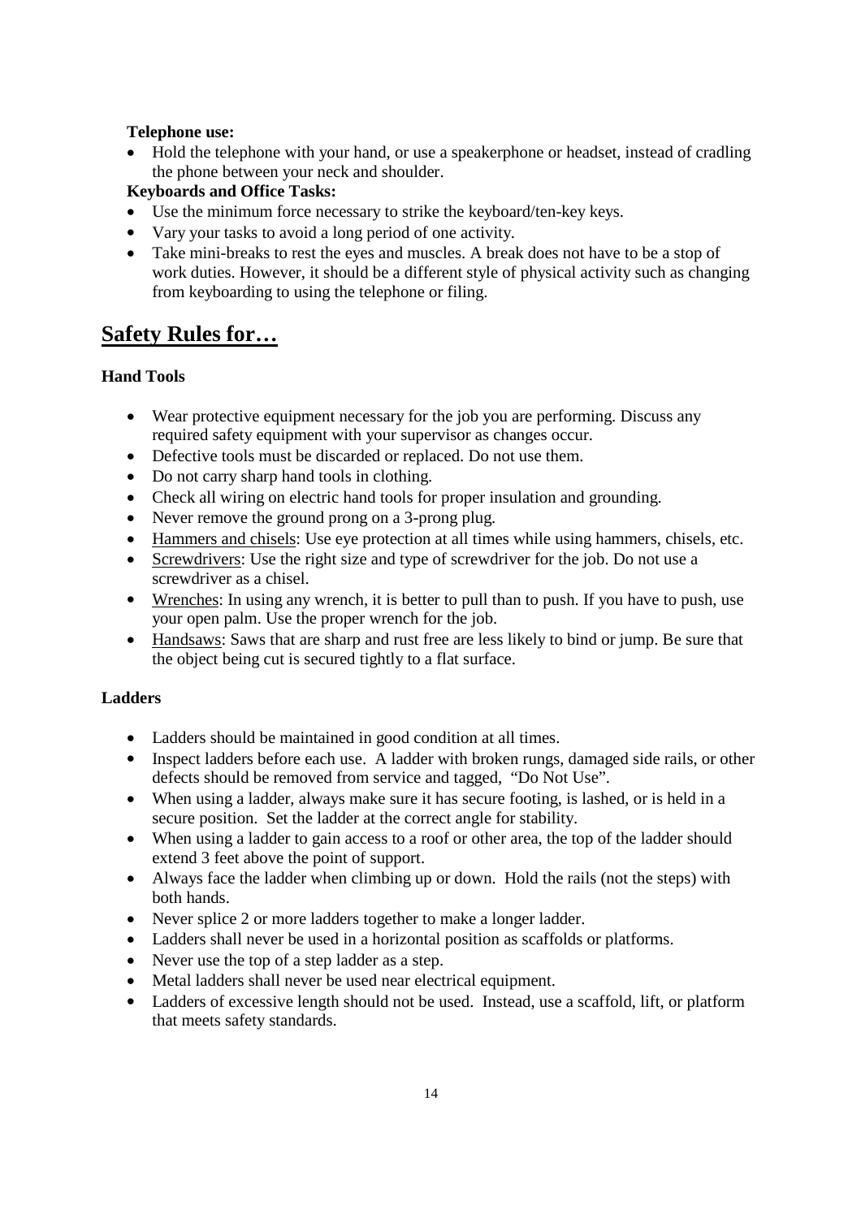**Telephone use:**

- Hold the telephone with your hand, or use a speakerphone or headset, instead of cradling the phone between your neck and shoulder.

**Keyboards and Office Tasks:**

- Use the minimum force necessary to strike the keyboard/ten-key keys.
- Vary your tasks to avoid a long period of one activity.
- Take mini-breaks to rest the eyes and muscles. A break does not have to be a stop of work duties. However, it should be a different style of physical activity such as changing from keyboarding to using the telephone or filing.

## Safety Rules for…

### Hand Tools

- Wear protective equipment necessary for the job you are performing. Discuss any required safety equipment with your supervisor as changes occur.
- Defective tools must be discarded or replaced. Do not use them.
- Do not carry sharp hand tools in clothing.
- Check all wiring on electric hand tools for proper insulation and grounding.
- Never remove the ground prong on a 3-prong plug.
- Hammers and chisels: Use eye protection at all times while using hammers, chisels, etc.
- Screwdrivers: Use the right size and type of screwdriver for the job. Do not use a screwdriver as a chisel.
- Wrenches: In using any wrench, it is better to pull than to push. If you have to push, use your open palm. Use the proper wrench for the job.
- Handsaws: Saws that are sharp and rust free are less likely to bind or jump. Be sure that the object being cut is secured tightly to a flat surface.

### Ladders

- Ladders should be maintained in good condition at all times.
- Inspect ladders before each use. A ladder with broken rungs, damaged side rails, or other defects should be removed from service and tagged, "Do Not Use".
- When using a ladder, always make sure it has secure footing, is lashed, or is held in a secure position. Set the ladder at the correct angle for stability.
- When using a ladder to gain access to a roof or other area, the top of the ladder should extend 3 feet above the point of support.
- Always face the ladder when climbing up or down. Hold the rails (not the steps) with both hands.
- Never splice 2 or more ladders together to make a longer ladder.
- Ladders shall never be used in a horizontal position as scaffolds or platforms.
- Never use the top of a step ladder as a step.
- Metal ladders shall never be used near electrical equipment.
- Ladders of excessive length should not be used. Instead, use a scaffold, lift, or platform that meets safety standards.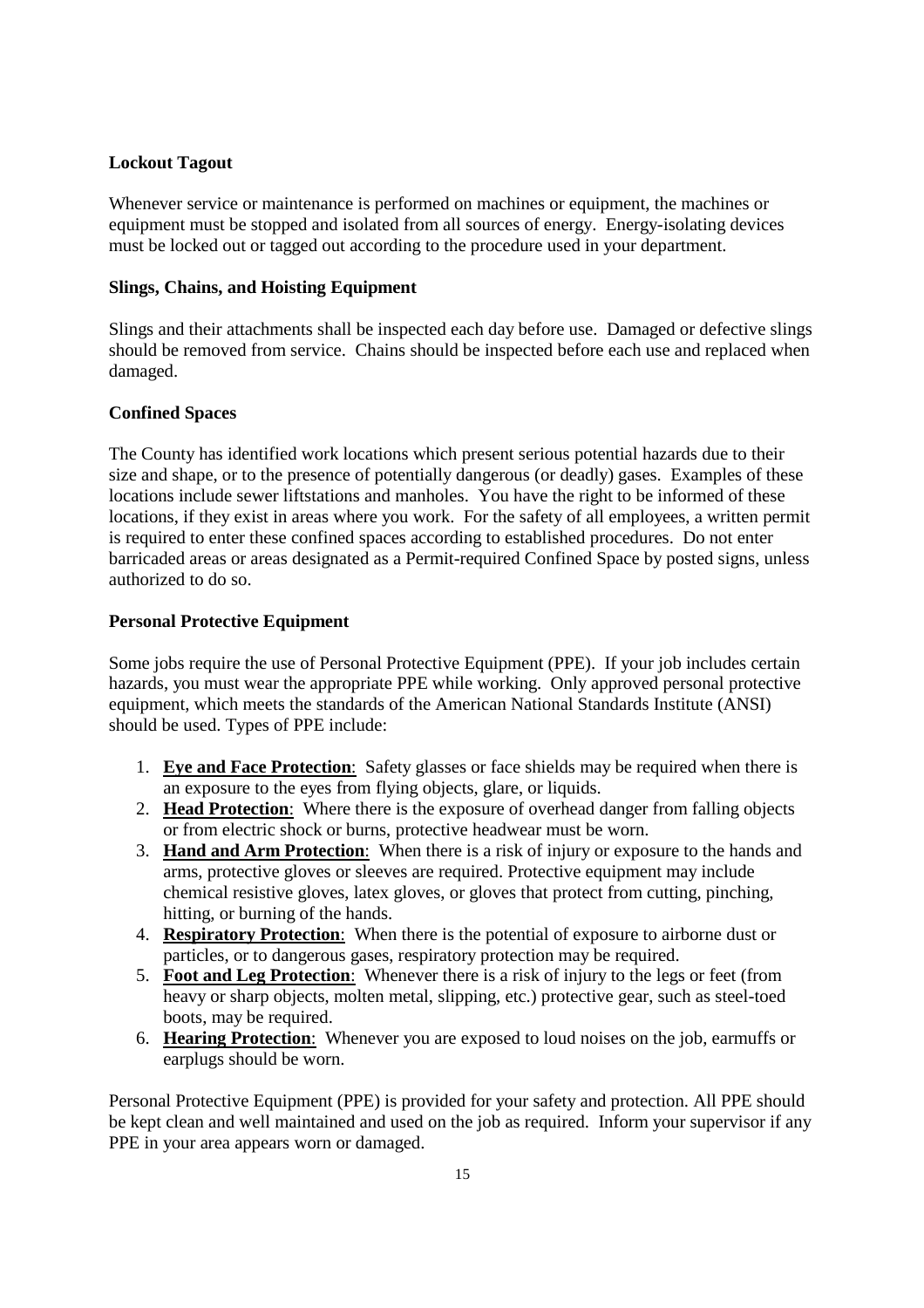### Lockout Tagout

Whenever service or maintenance is performed on machines or equipment, the machines or equipment must be stopped and isolated from all sources of energy. Energy-isolating devices must be locked out or tagged out according to the procedure used in your department.

### Slings, Chains, and Hoisting Equipment

Slings and their attachments shall be inspected each day before use. Damaged or defective slings should be removed from service. Chains should be inspected before each use and replaced when damaged.

### Confined Spaces

The County has identified work locations which present serious potential hazards due to their size and shape, or to the presence of potentially dangerous (or deadly) gases. Examples of these locations include sewer liftstations and manholes. You have the right to be informed of these locations, if they exist in areas where you work. For the safety of all employees, a written permit is required to enter these confined spaces according to established procedures. Do not enter barricaded areas or areas designated as a Permit-required Confined Space by posted signs, unless authorized to do so.

### Personal Protective Equipment

Some jobs require the use of Personal Protective Equipment (PPE). If your job includes certain hazards, you must wear the appropriate PPE while working. Only approved personal protective equipment, which meets the standards of the American National Standards Institute (ANSI) should be used. Types of PPE include:

1. **Eye and Face Protection**: Safety glasses or face shields may be required when there is an exposure to the eyes from flying objects, glare, or liquids.
2. **Head Protection**: Where there is the exposure of overhead danger from falling objects or from electric shock or burns, protective headwear must be worn.
3. **Hand and Arm Protection**: When there is a risk of injury or exposure to the hands and arms, protective gloves or sleeves are required. Protective equipment may include chemical resistive gloves, latex gloves, or gloves that protect from cutting, pinching, hitting, or burning of the hands.
4. **Respiratory Protection**: When there is the potential of exposure to airborne dust or particles, or to dangerous gases, respiratory protection may be required.
5. **Foot and Leg Protection**: Whenever there is a risk of injury to the legs or feet (from heavy or sharp objects, molten metal, slipping, etc.) protective gear, such as steel-toed boots, may be required.
6. **Hearing Protection**: Whenever you are exposed to loud noises on the job, earmuffs or earplugs should be worn.

Personal Protective Equipment (PPE) is provided for your safety and protection. All PPE should be kept clean and well maintained and used on the job as required. Inform your supervisor if any PPE in your area appears worn or damaged.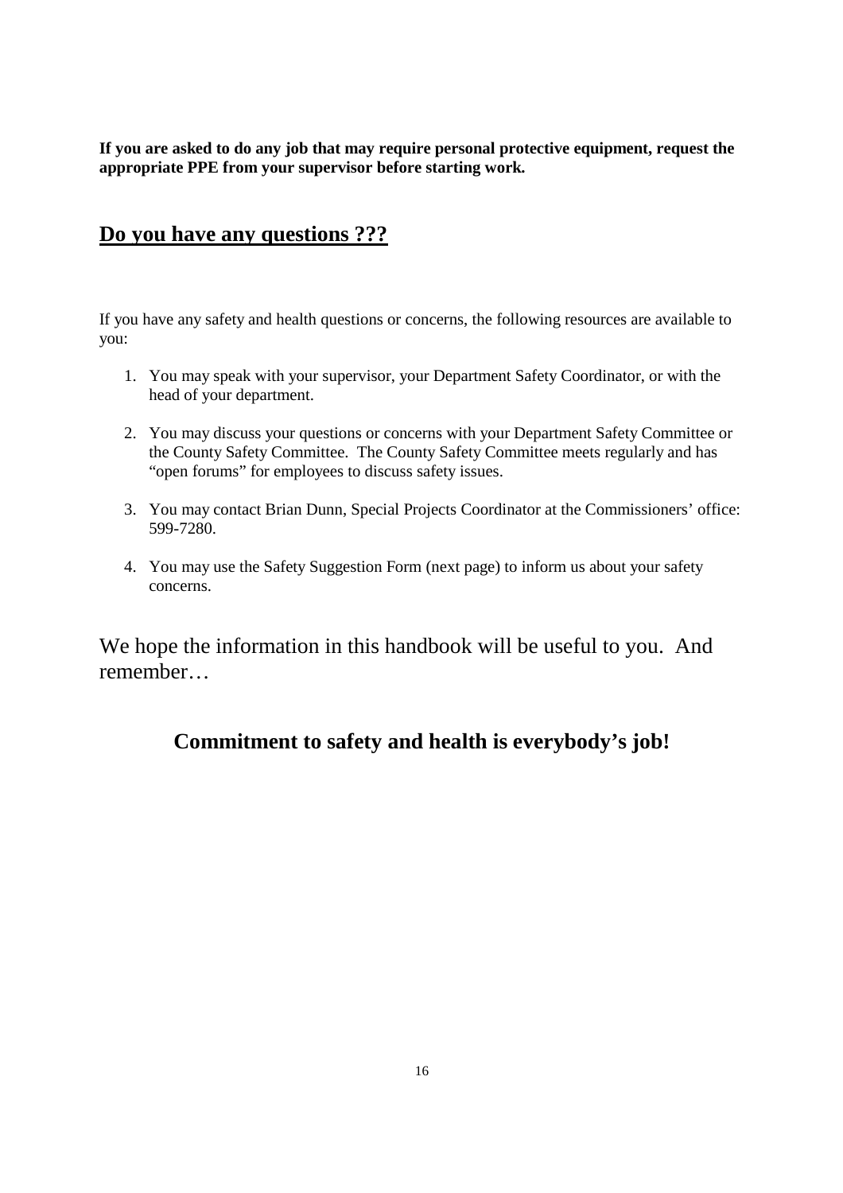**If you are asked to do any job that may require personal protective equipment, request the appropriate PPE from your supervisor before starting work.**

## Do you have any questions ???

If you have any safety and health questions or concerns, the following resources are available to you:

1. You may speak with your supervisor, your Department Safety Coordinator, or with the head of your department.

2. You may discuss your questions or concerns with your Department Safety Committee or the County Safety Committee. The County Safety Committee meets regularly and has "open forums" for employees to discuss safety issues.

3. You may contact Brian Dunn, Special Projects Coordinator at the Commissioners' office: 599-7280.

4. You may use the Safety Suggestion Form (next page) to inform us about your safety concerns.

We hope the information in this handbook will be useful to you. And remember…

**Commitment to safety and health is everybody's job!**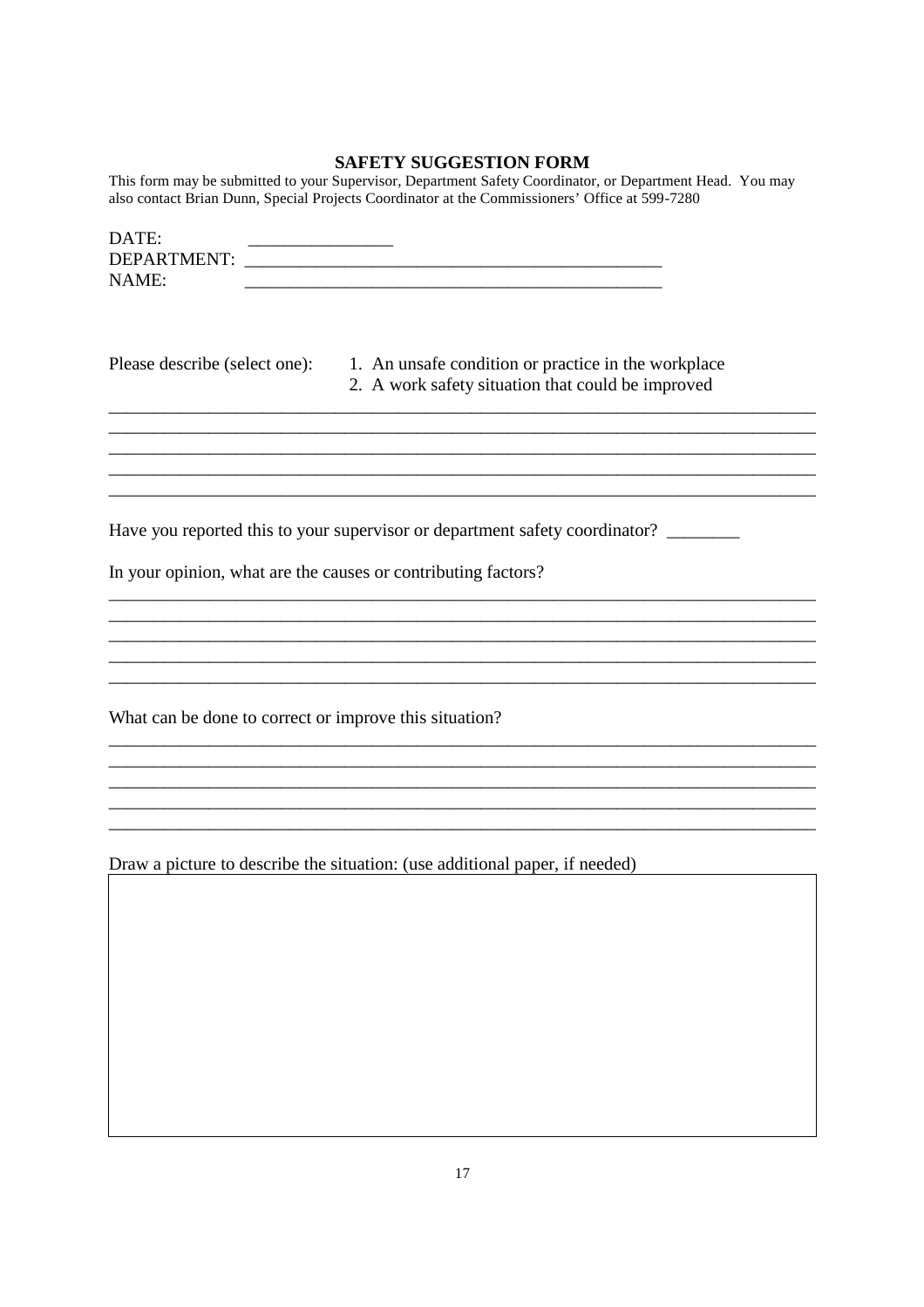## SAFETY SUGGESTION FORM

This form may be submitted to your Supervisor, Department Safety Coordinator, or Department Head. You may also contact Brian Dunn, Special Projects Coordinator at the Commissioners' Office at 599-7280

DATE: ________________

DEPARTMENT: ________________________________________________

NAME: ________________________________________________

Please describe (select one):

1. An unsafe condition or practice in the workplace
2. A work safety situation that could be improved

________________________________________________________________________________
________________________________________________________________________________
________________________________________________________________________________
________________________________________________________________________________
________________________________________________________________________________

Have you reported this to your supervisor or department safety coordinator? ________

In your opinion, what are the causes or contributing factors?

________________________________________________________________________________
________________________________________________________________________________
________________________________________________________________________________
________________________________________________________________________________
________________________________________________________________________________

What can be done to correct or improve this situation?

________________________________________________________________________________
________________________________________________________________________________
________________________________________________________________________________
________________________________________________________________________________
________________________________________________________________________________

Draw a picture to describe the situation: (use additional paper, if needed)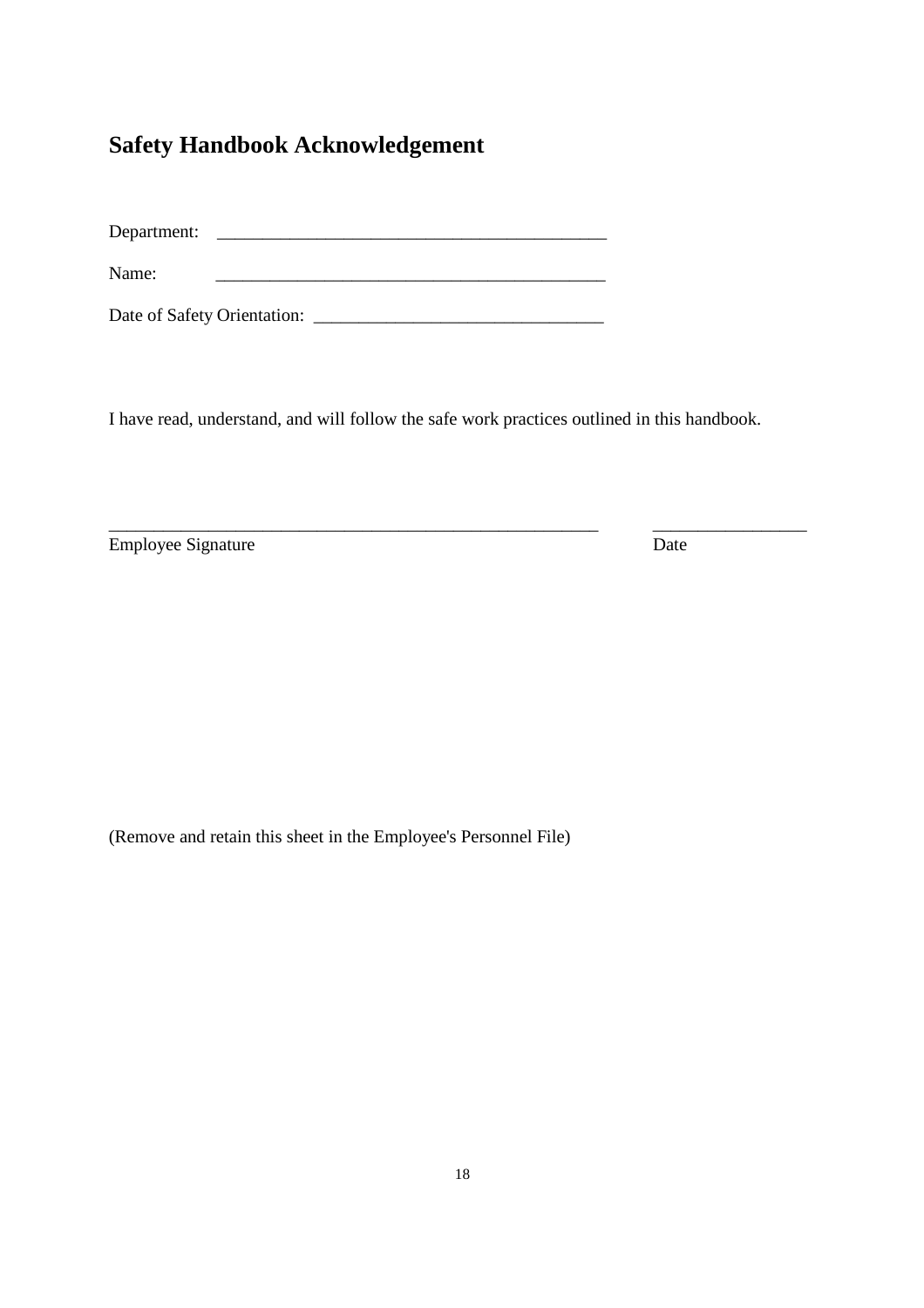## Safety Handbook Acknowledgement

Department: ____________________________________________

Name: ____________________________________________

Date of Safety Orientation: ________________________________

I have read, understand, and will follow the safe work practices outlined in this handbook.

_________________________________________________________ _________________

Employee Signature Date

(Remove and retain this sheet in the Employee's Personnel File)